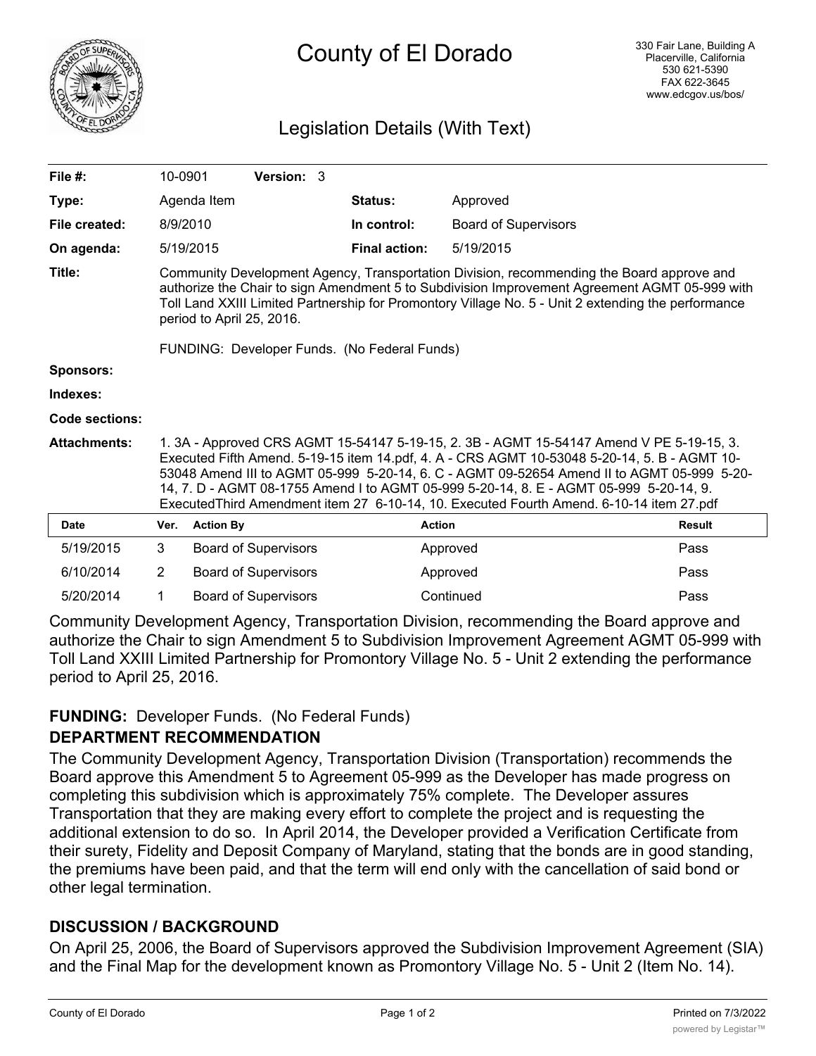# County of El Dorado

330 Fair Lane, Building A
Placerville, California
530 621-5390
FAX 622-3645
www.edcgov.us/bos/

## Legislation Details (With Text)

| | | | |
|---|---|---|---|
| **File #:** | 10-0901 **Version:** 3 | | |
| **Type:** | Agenda Item | **Status:** | Approved |
| **File created:** | 8/9/2010 | **In control:** | Board of Supervisors |
| **On agenda:** | 5/19/2015 | **Final action:** | 5/19/2015 |

**Title:** Community Development Agency, Transportation Division, recommending the Board approve and authorize the Chair to sign Amendment 5 to Subdivision Improvement Agreement AGMT 05-999 with Toll Land XXIII Limited Partnership for Promontory Village No. 5 - Unit 2 extending the performance period to April 25, 2016.

FUNDING: Developer Funds. (No Federal Funds)

**Sponsors:**

**Indexes:**

**Code sections:**

**Attachments:** 1. 3A - Approved CRS AGMT 15-54147 5-19-15, 2. 3B - AGMT 15-54147 Amend V PE 5-19-15, 3. Executed Fifth Amend. 5-19-15 item 14.pdf, 4. A - CRS AGMT 10-53048 5-20-14, 5. B - AGMT 10-53048 Amend III to AGMT 05-999 5-20-14, 6. C - AGMT 09-52654 Amend II to AGMT 05-999 5-20-14, 7. D - AGMT 08-1755 Amend I to AGMT 05-999 5-20-14, 8. E - AGMT 05-999 5-20-14, 9. ExecutedThird Amendment item 27 6-10-14, 10. Executed Fourth Amend. 6-10-14 item 27.pdf

| Date | Ver. | Action By | Action | Result |
|---|---|---|---|---|
| 5/19/2015 | 3 | Board of Supervisors | Approved | Pass |
| 6/10/2014 | 2 | Board of Supervisors | Approved | Pass |
| 5/20/2014 | 1 | Board of Supervisors | Continued | Pass |

Community Development Agency, Transportation Division, recommending the Board approve and authorize the Chair to sign Amendment 5 to Subdivision Improvement Agreement AGMT 05-999 with Toll Land XXIII Limited Partnership for Promontory Village No. 5 - Unit 2 extending the performance period to April 25, 2016.

**FUNDING:** Developer Funds. (No Federal Funds)

### DEPARTMENT RECOMMENDATION

The Community Development Agency, Transportation Division (Transportation) recommends the Board approve this Amendment 5 to Agreement 05-999 as the Developer has made progress on completing this subdivision which is approximately 75% complete. The Developer assures Transportation that they are making every effort to complete the project and is requesting the additional extension to do so. In April 2014, the Developer provided a Verification Certificate from their surety, Fidelity and Deposit Company of Maryland, stating that the bonds are in good standing, the premiums have been paid, and that the term will end only with the cancellation of said bond or other legal termination.

### DISCUSSION / BACKGROUND

On April 25, 2006, the Board of Supervisors approved the Subdivision Improvement Agreement (SIA) and the Final Map for the development known as Promontory Village No. 5 - Unit 2 (Item No. 14).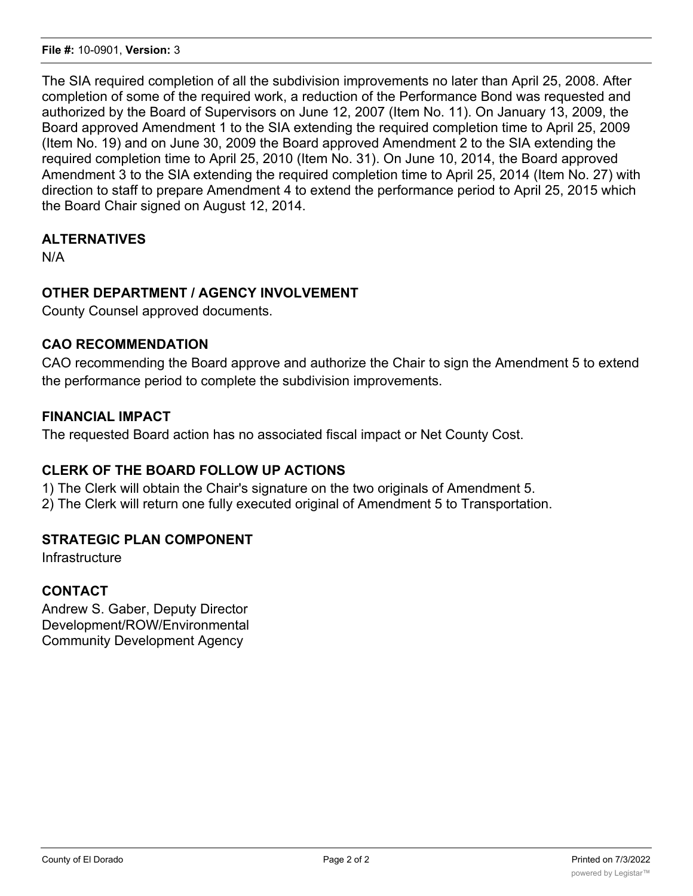The SIA required completion of all the subdivision improvements no later than April 25, 2008. After completion of some of the required work, a reduction of the Performance Bond was requested and authorized by the Board of Supervisors on June 12, 2007 (Item No. 11). On January 13, 2009, the Board approved Amendment 1 to the SIA extending the required completion time to April 25, 2009 (Item No. 19) and on June 30, 2009 the Board approved Amendment 2 to the SIA extending the required completion time to April 25, 2010 (Item No. 31). On June 10, 2014, the Board approved Amendment 3 to the SIA extending the required completion time to April 25, 2014 (Item No. 27) with direction to staff to prepare Amendment 4 to extend the performance period to April 25, 2015 which the Board Chair signed on August 12, 2014.

## ALTERNATIVES

N/A

## OTHER DEPARTMENT / AGENCY INVOLVEMENT

County Counsel approved documents.

## CAO RECOMMENDATION

CAO recommending the Board approve and authorize the Chair to sign the Amendment 5 to extend the performance period to complete the subdivision improvements.

## FINANCIAL IMPACT

The requested Board action has no associated fiscal impact or Net County Cost.

## CLERK OF THE BOARD FOLLOW UP ACTIONS

1) The Clerk will obtain the Chair's signature on the two originals of Amendment 5.
2) The Clerk will return one fully executed original of Amendment 5 to Transportation.

## STRATEGIC PLAN COMPONENT

Infrastructure

## CONTACT

Andrew S. Gaber, Deputy Director
Development/ROW/Environmental
Community Development Agency